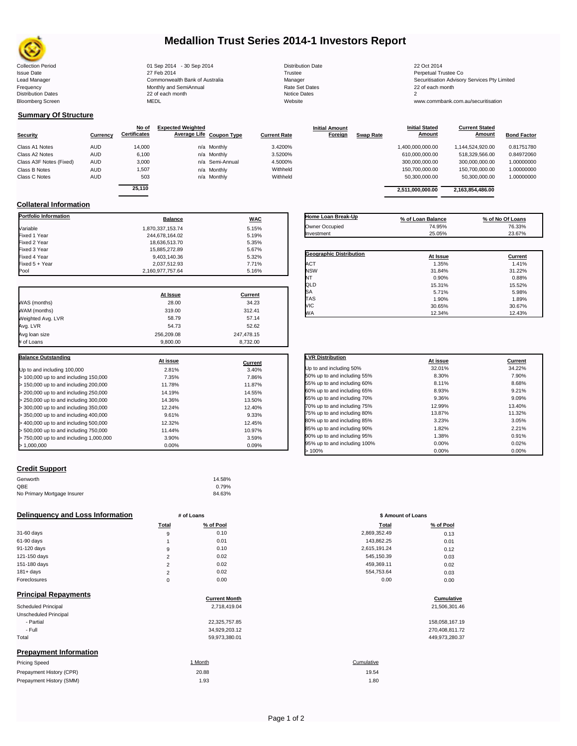# Medallion Trust Series 2014-1 Investors Report

| | | | |
|---|---|---|---|
| Collection Period | 01 Sep 2014 - 30 Sep 2014 | Distribution Date | 22 Oct 2014 |
| Issue Date | 27 Feb 2014 | Trustee | Perpetual Trustee Co |
| Lead Manager | Commonwealth Bank of Australia | Manager | Securitisation Advisory Services Pty Limited |
| Frequency | Monthly and SemiAnnual | Rate Set Dates | 22 of each month |
| Distribution Dates | 22 of each month | Notice Dates | 2 |
| Bloomberg Screen | MEDL | Website | www.commbank.com.au/securitisation |

## Summary Of Structure

| Security | Currency | No of Certificates | Expected Weighted Average Life | Coupon Type | Current Rate | Initial Amount Foreign | Swap Rate | Initial Stated Amount | Current Stated Amount | Bond Factor |
|---|---|---|---|---|---|---|---|---|---|---|
| Class A1 Notes | AUD | 14,000 | n/a | Monthly | 3.4200% | | | 1,400,000,000.00 | 1,144,524,920.00 | 0.81751780 |
| Class A2 Notes | AUD | 6,100 | n/a | Monthly | 3.5200% | | | 610,000,000.00 | 518,329,566.00 | 0.84972060 |
| Class A3F Notes (Fixed) | AUD | 3,000 | n/a | Semi-Annual | 4.5000% | | | 300,000,000.00 | 300,000,000.00 | 1.00000000 |
| Class B Notes | AUD | 1,507 | n/a | Monthly | Withheld | | | 150,700,000.00 | 150,700,000.00 | 1.00000000 |
| Class C Notes | AUD | 503 | n/a | Monthly | Withheld | | | 50,300,000.00 | 50,300,000.00 | 1.00000000 |
| | | 25,110 | | | | | | 2,511,000,000.00 | 2,163,854,486.00 | |

## Collateral Information

| Portfolio Information | Balance | WAC |
|---|---|---|
| Variable | 1,870,337,153.74 | 5.15% |
| Fixed 1 Year | 244,678,164.02 | 5.19% |
| Fixed 2 Year | 18,636,513.70 | 5.35% |
| Fixed 3 Year | 15,885,272.89 | 5.67% |
| Fixed 4 Year | 9,403,140.36 | 5.32% |
| Fixed 5 + Year | 2,037,512.93 | 7.71% |
| Pool | 2,160,977,757.64 | 5.16% |

| | At Issue | Current |
|---|---|---|
| WAS (months) | 28.00 | 34.23 |
| WAM (months) | 319.00 | 312.41 |
| Weighted Avg. LVR | 58.79 | 57.14 |
| Avg. LVR | 54.73 | 52.62 |
| Avg loan size | 256,209.08 | 247,478.15 |
| # of Loans | 9,800.00 | 8,732.00 |

| Balance Outstanding | At issue | Current |
|---|---|---|
| Up to and including 100,000 | 2.81% | 3.40% |
| > 100,000 up to and including 150,000 | 7.35% | 7.86% |
| > 150,000 up to and including 200,000 | 11.78% | 11.87% |
| > 200,000 up to and including 250,000 | 14.19% | 14.55% |
| > 250,000 up to and including 300,000 | 14.36% | 13.50% |
| > 300,000 up to and including 350,000 | 12.24% | 12.40% |
| > 350,000 up to and including 400,000 | 9.61% | 9.33% |
| > 400,000 up to and including 500,000 | 12.32% | 12.45% |
| > 500,000 up to and including 750,000 | 11.44% | 10.97% |
| > 750,000 up to and including 1,000,000 | 3.90% | 3.59% |
| > 1,000,000 | 0.00% | 0.09% |

| Home Loan Break-Up | % of Loan Balance | % of No Of Loans |
|---|---|---|
| Owner Occupied | 74.95% | 76.33% |
| Investment | 25.05% | 23.67% |

| Geographic Distribution | At Issue | Current |
|---|---|---|
| ACT | 1.35% | 1.41% |
| NSW | 31.84% | 31.22% |
| NT | 0.90% | 0.88% |
| QLD | 15.31% | 15.52% |
| SA | 5.71% | 5.98% |
| TAS | 1.90% | 1.89% |
| VIC | 30.65% | 30.67% |
| WA | 12.34% | 12.43% |

| LVR Distribution | At issue | Current |
|---|---|---|
| Up to and including 50% | 32.01% | 34.22% |
| 50% up to and including 55% | 8.30% | 7.90% |
| 55% up to and including 60% | 8.11% | 8.68% |
| 60% up to and including 65% | 8.93% | 9.21% |
| 65% up to and including 70% | 9.36% | 9.09% |
| 70% up to and including 75% | 12.99% | 13.40% |
| 75% up to and including 80% | 13.87% | 11.32% |
| 80% up to and including 85% | 3.23% | 3.05% |
| 85% up to and including 90% | 1.82% | 2.21% |
| 90% up to and including 95% | 1.38% | 0.91% |
| 95% up to and including 100% | 0.00% | 0.02% |
| > 100% | 0.00% | 0.00% |

## Credit Support

| | |
|---|---|
| Genworth | 14.58% |
| QBE | 0.79% |
| No Primary Mortgage Insurer | 84.63% |

## Delinquency and Loss Information

| | # of Loans Total | # of Loans % of Pool | \$ Amount of Loans Total | \$ Amount of Loans % of Pool |
|---|---|---|---|---|
| 31-60 days | 9 | 0.10 | 2,869,352.49 | 0.13 |
| 61-90 days | 1 | 0.01 | 143,862.25 | 0.01 |
| 91-120 days | 9 | 0.10 | 2,615,191.24 | 0.12 |
| 121-150 days | 2 | 0.02 | 545,150.39 | 0.03 |
| 151-180 days | 2 | 0.02 | 459,369.11 | 0.02 |
| 181+ days | 2 | 0.02 | 554,753.64 | 0.03 |
| Foreclosures | 0 | 0.00 | 0.00 | 0.00 |

## Principal Repayments

| | Current Month | Cumulative |
|---|---|---|
| Scheduled Principal | 2,718,419.04 | 21,506,301.46 |
| Unscheduled Principal | | |
| - Partial | 22,325,757.85 | 158,058,167.19 |
| - Full | 34,929,203.12 | 270,408,811.72 |
| Total | 59,973,380.01 | 449,973,280.37 |

## Prepayment Information

| Pricing Speed | 1 Month | Cumulative |
|---|---|---|
| Prepayment History (CPR) | 20.88 | 19.54 |
| Prepayment History (SMM) | 1.93 | 1.80 |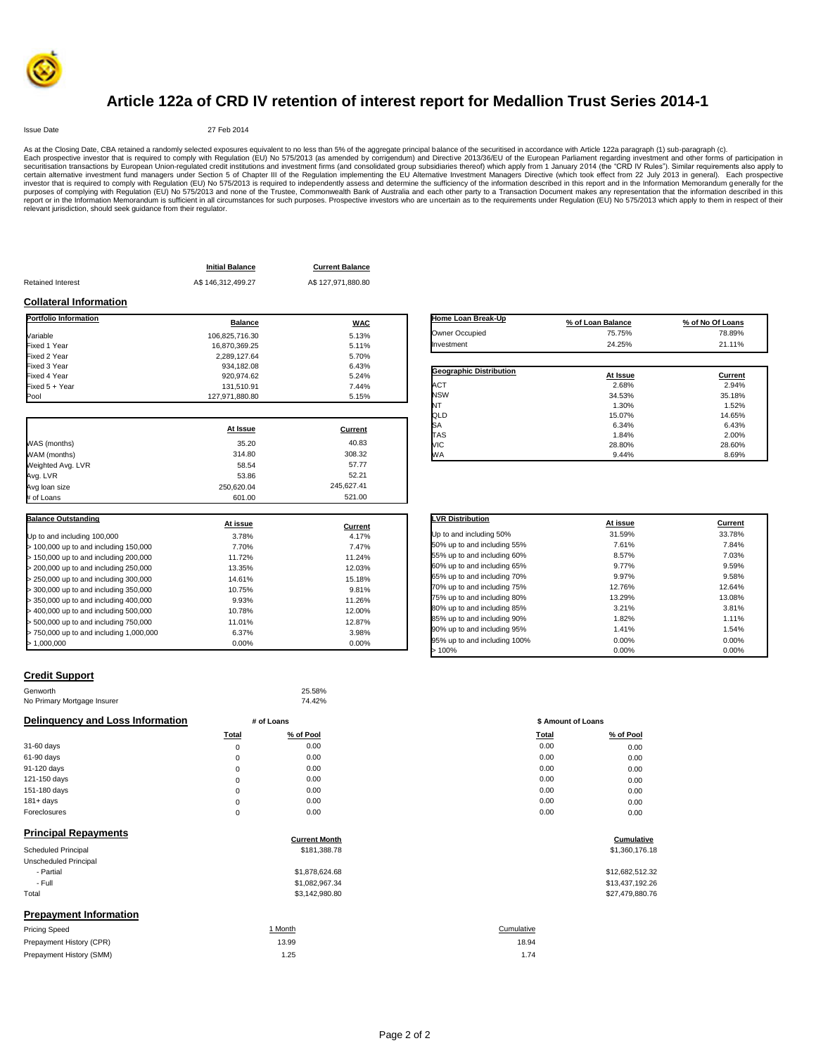# Article 122a of CRD IV retention of interest report for Medallion Trust Series 2014-1

Issue Date 27 Feb 2014

As at the Closing Date, CBA retained a randomly selected exposures equivalent to no less than 5% of the aggregate principal balance of the securitised in accordance with Article 122a paragraph (1) sub-paragraph (c). Each prospective investor that is required to comply with Regulation (EU) No 575/2013 (as amended by corrigendum) and Directive 2013/36/EU of the European Parliament regarding investment and other forms of participation in securitisation transactions by European Union-regulated credit institutions and investment firms (and consolidated group subsidiaries thereof) which apply from 1 January 2014 (the "CRD IV Rules"). Similar requirements also apply to certain alternative investment fund managers under Section 5 of Chapter III of the Regulation implementing the EU Alternative Investment Managers Directive (which took effect from 22 July 2013 in general). Each prospective investor that is required to comply with Regulation (EU) No 575/2013 is required to independently assess and determine the sufficiency of the information described in this report and in the Information Memorandum generally for the purposes of complying with Regulation (EU) No 575/2013 and none of the Trustee, Commonwealth Bank of Australia and each other party to a Transaction Document makes any representation that the information described in this report or in the Information Memorandum is sufficient in all circumstances for such purposes. Prospective investors who are uncertain as to the requirements under Regulation (EU) No 575/2013 which apply to them in respect of their relevant jurisdiction, should seek guidance from their regulator.

| | Initial Balance | Current Balance |
|---|---|---|
| Retained Interest | A$ 146,312,499.27 | A$ 127,971,880.80 |

## Collateral Information

| Portfolio Information | Balance | WAC |
|---|---|---|
| Variable | 106,825,716.30 | 5.13% |
| Fixed 1 Year | 16,870,369.25 | 5.11% |
| Fixed 2 Year | 2,289,127.64 | 5.70% |
| Fixed 3 Year | 934,182.08 | 6.43% |
| Fixed 4 Year | 920,974.62 | 5.24% |
| Fixed 5 + Year | 131,510.91 | 7.44% |
| Pool | 127,971,880.80 | 5.15% |

| | At Issue | Current |
|---|---|---|
| WAS (months) | 35.20 | 40.83 |
| WAM (months) | 314.80 | 308.32 |
| Weighted Avg. LVR | 58.54 | 57.77 |
| Avg. LVR | 53.86 | 52.21 |
| Avg loan size | 250,620.04 | 245,627.41 |
| # of Loans | 601.00 | 521.00 |

| Balance Outstanding | At issue | Current |
|---|---|---|
| Up to and including 100,000 | 3.78% | 4.17% |
| > 100,000 up to and including 150,000 | 7.70% | 7.47% |
| > 150,000 up to and including 200,000 | 11.72% | 11.24% |
| > 200,000 up to and including 250,000 | 13.35% | 12.03% |
| > 250,000 up to and including 300,000 | 14.61% | 15.18% |
| > 300,000 up to and including 350,000 | 10.75% | 9.81% |
| > 350,000 up to and including 400,000 | 9.93% | 11.26% |
| > 400,000 up to and including 500,000 | 10.78% | 12.00% |
| > 500,000 up to and including 750,000 | 11.01% | 12.87% |
| > 750,000 up to and including 1,000,000 | 6.37% | 3.98% |
| > 1,000,000 | 0.00% | 0.00% |

| Home Loan Break-Up | % of Loan Balance | % of No Of Loans |
|---|---|---|
| Owner Occupied | 75.75% | 78.89% |
| Investment | 24.25% | 21.11% |

| Geographic Distribution | At Issue | Current |
|---|---|---|
| ACT | 2.68% | 2.94% |
| NSW | 34.53% | 35.18% |
| NT | 1.30% | 1.52% |
| QLD | 15.07% | 14.65% |
| SA | 6.34% | 6.43% |
| TAS | 1.84% | 2.00% |
| VIC | 28.80% | 28.60% |
| WA | 9.44% | 8.69% |

| LVR Distribution | At issue | Current |
|---|---|---|
| Up to and including 50% | 31.59% | 33.78% |
| 50% up to and including 55% | 7.61% | 7.84% |
| 55% up to and including 60% | 8.57% | 7.03% |
| 60% up to and including 65% | 9.77% | 9.59% |
| 65% up to and including 70% | 9.97% | 9.58% |
| 70% up to and including 75% | 12.76% | 12.64% |
| 75% up to and including 80% | 13.29% | 13.08% |
| 80% up to and including 85% | 3.21% | 3.81% |
| 85% up to and including 90% | 1.82% | 1.11% |
| 90% up to and including 95% | 1.41% | 1.54% |
| 95% up to and including 100% | 0.00% | 0.00% |
| > 100% | 0.00% | 0.00% |

## Credit Support

| | |
|---|---|
| Genworth | 25.58% |
| No Primary Mortgage Insurer | 74.42% |

## Delinquency and Loss Information

| | # of Loans | | $ Amount of Loans | |
|---|---|---|---|---|
| | Total | % of Pool | Total | % of Pool |
| 31-60 days | 0 | 0.00 | 0.00 | 0.00 |
| 61-90 days | 0 | 0.00 | 0.00 | 0.00 |
| 91-120 days | 0 | 0.00 | 0.00 | 0.00 |
| 121-150 days | 0 | 0.00 | 0.00 | 0.00 |
| 151-180 days | 0 | 0.00 | 0.00 | 0.00 |
| 181+ days | 0 | 0.00 | 0.00 | 0.00 |
| Foreclosures | 0 | 0.00 | 0.00 | 0.00 |

## Principal Repayments

| | Current Month | Cumulative |
|---|---|---|
| Scheduled Principal | $181,388.78 | $1,360,176.18 |
| Unscheduled Principal | | |
| - Partial | $1,878,624.68 | $12,682,512.32 |
| - Full | $1,082,967.34 | $13,437,192.26 |
| Total | $3,142,980.80 | $27,479,880.76 |

## Prepayment Information

| Pricing Speed | 1 Month | Cumulative |
|---|---|---|
| Prepayment History (CPR) | 13.99 | 18.94 |
| Prepayment History (SMM) | 1.25 | 1.74 |